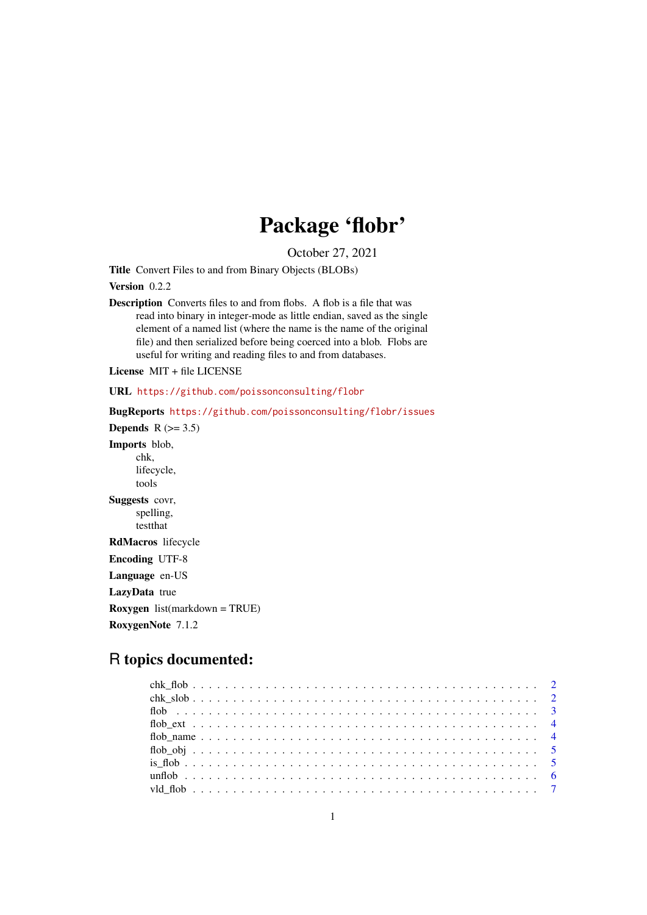# Package 'flobr'

October 27, 2021

**Title** Convert Files to and from Binary Objects (BLOBs)

**Version** 0.2.2

**Description** Converts files to and from flobs. A flob is a file that was read into binary in integer-mode as little endian, saved as the single element of a named list (where the name is the name of the original file) and then serialized before being coerced into a blob. Flobs are useful for writing and reading files to and from databases.

**License** MIT + file LICENSE

**URL** https://github.com/poissonconsulting/flobr

**BugReports** https://github.com/poissonconsulting/flobr/issues

**Depends** R (>= 3.5)

**Imports** blob,
chk,
lifecycle,
tools

**Suggests** covr,
spelling,
testthat

**RdMacros** lifecycle

**Encoding** UTF-8

**Language** en-US

**LazyData** true

**Roxygen** list(markdown = TRUE)

**RoxygenNote** 7.1.2

## R topics documented:

| | |
|---|---|
| chk_flob | 2 |
| chk_slob | 2 |
| flob | 3 |
| flob_ext | 4 |
| flob_name | 4 |
| flob_obj | 5 |
| is_flob | 5 |
| unflob | 6 |
| vld_flob | 7 |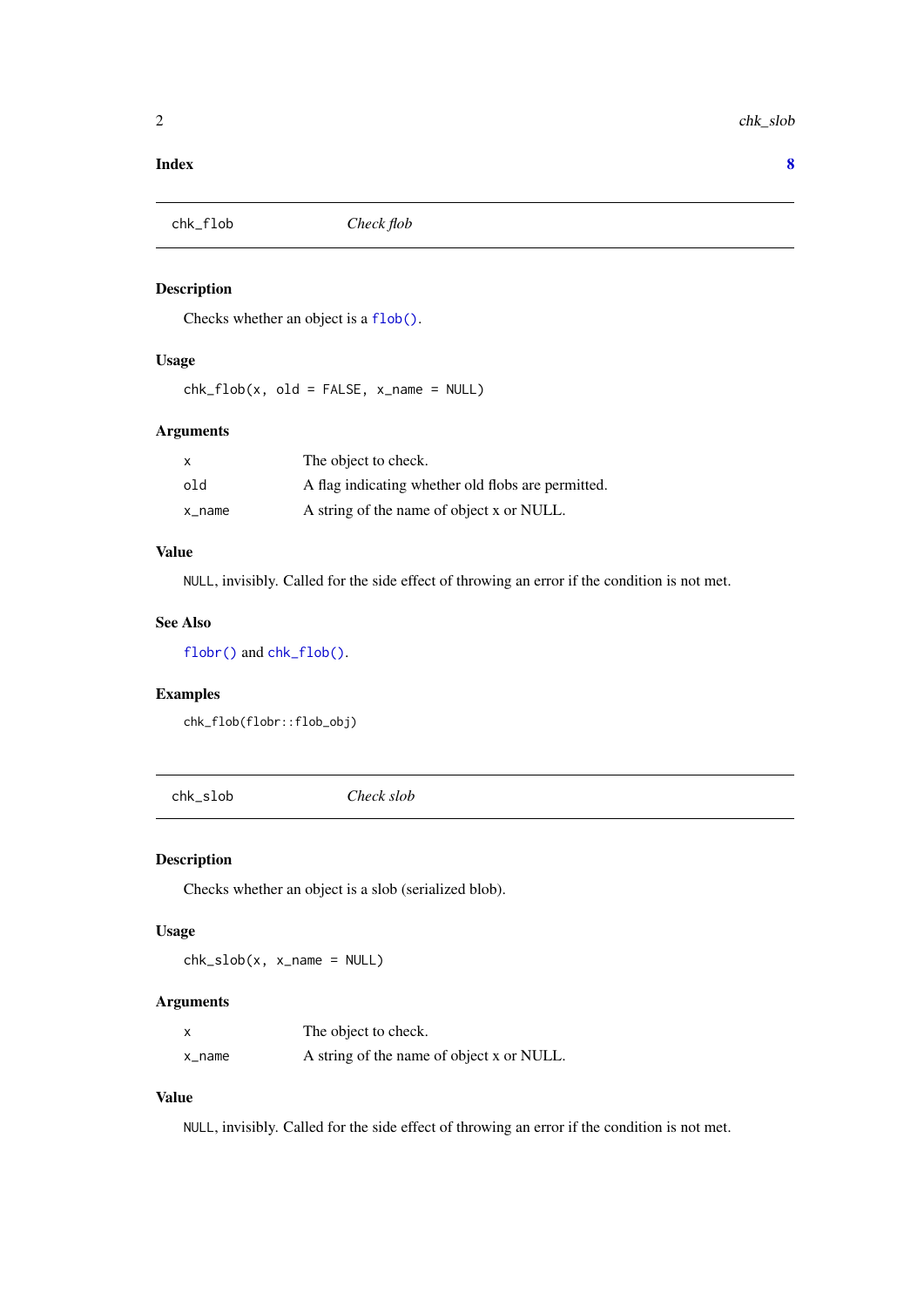**Index** **8**

---

## chk_flob *Check flob*

### Description

Checks whether an object is a `flob()`.

### Usage

```
chk_flob(x, old = FALSE, x_name = NULL)
```

### Arguments

| | |
|---|---|
| x | The object to check. |
| old | A flag indicating whether old flobs are permitted. |
| x_name | A string of the name of object x or NULL. |

### Value

`NULL`, invisibly. Called for the side effect of throwing an error if the condition is not met.

### See Also

`flobr()` and `chk_flob()`.

### Examples

```
chk_flob(flobr::flob_obj)
```

---

## chk_slob *Check slob*

### Description

Checks whether an object is a slob (serialized blob).

### Usage

```
chk_slob(x, x_name = NULL)
```

### Arguments

| | |
|---|---|
| x | The object to check. |
| x_name | A string of the name of object x or NULL. |

### Value

`NULL`, invisibly. Called for the side effect of throwing an error if the condition is not met.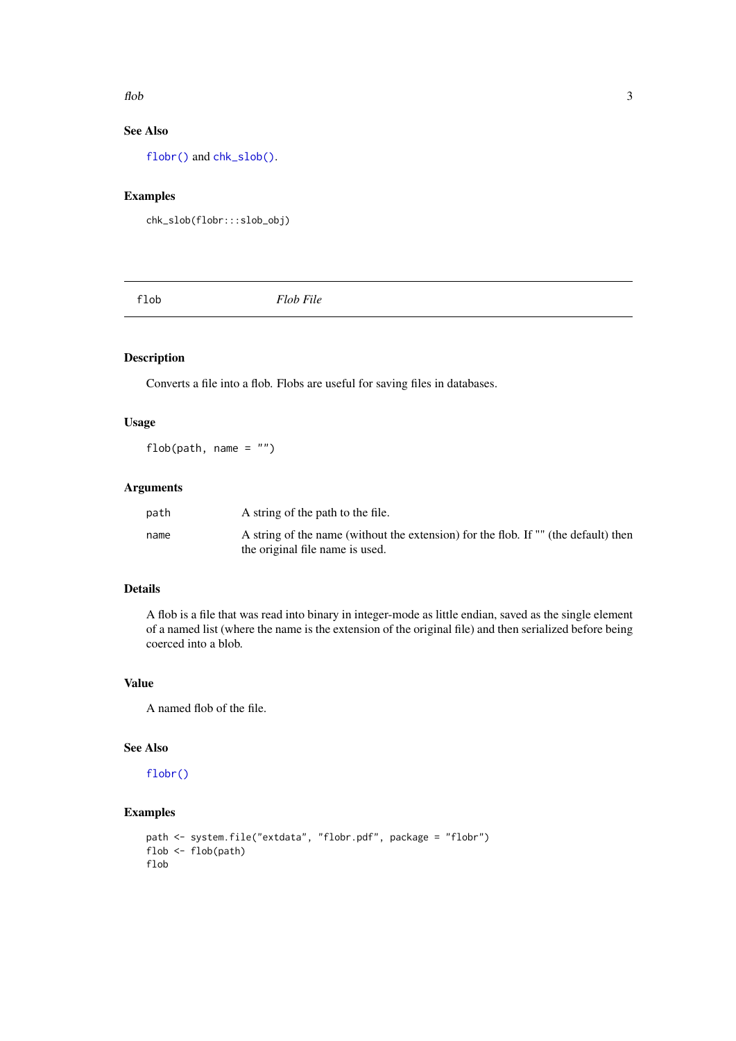### See Also

`flobr()` and `chk_slob()`.

### Examples

```
chk_slob(flobr:::slob_obj)
```

---

## flob — *Flob File*

---

### Description

Converts a file into a flob. Flobs are useful for saving files in databases.

### Usage

```
flob(path, name = "")
```

### Arguments

| | |
|---|---|
| path | A string of the path to the file. |
| name | A string of the name (without the extension) for the flob. If "" (the default) then the original file name is used. |

### Details

A flob is a file that was read into binary in integer-mode as little endian, saved as the single element of a named list (where the name is the extension of the original file) and then serialized before being coerced into a blob.

### Value

A named flob of the file.

### See Also

`flobr()`

### Examples

```
path <- system.file("extdata", "flobr.pdf", package = "flobr")
flob <- flob(path)
flob
```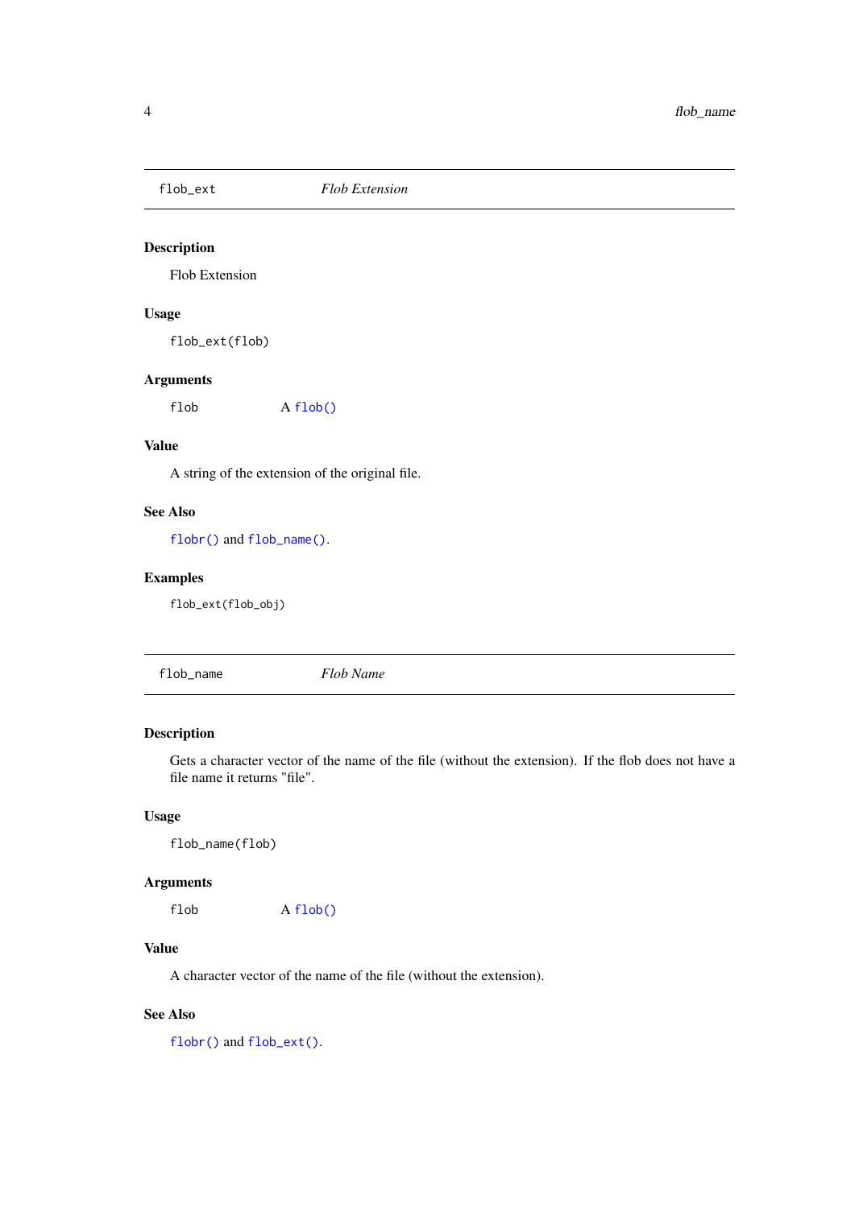## flob_ext — *Flob Extension*

### Description

Flob Extension

### Usage

```
flob_ext(flob)
```

### Arguments

| | |
|---|---|
| flob | A flob() |

### Value

A string of the extension of the original file.

### See Also

flobr() and flob_name().

### Examples

```
flob_ext(flob_obj)
```

## flob_name — *Flob Name*

### Description

Gets a character vector of the name of the file (without the extension). If the flob does not have a file name it returns "file".

### Usage

```
flob_name(flob)
```

### Arguments

| | |
|---|---|
| flob | A flob() |

### Value

A character vector of the name of the file (without the extension).

### See Also

flobr() and flob_ext().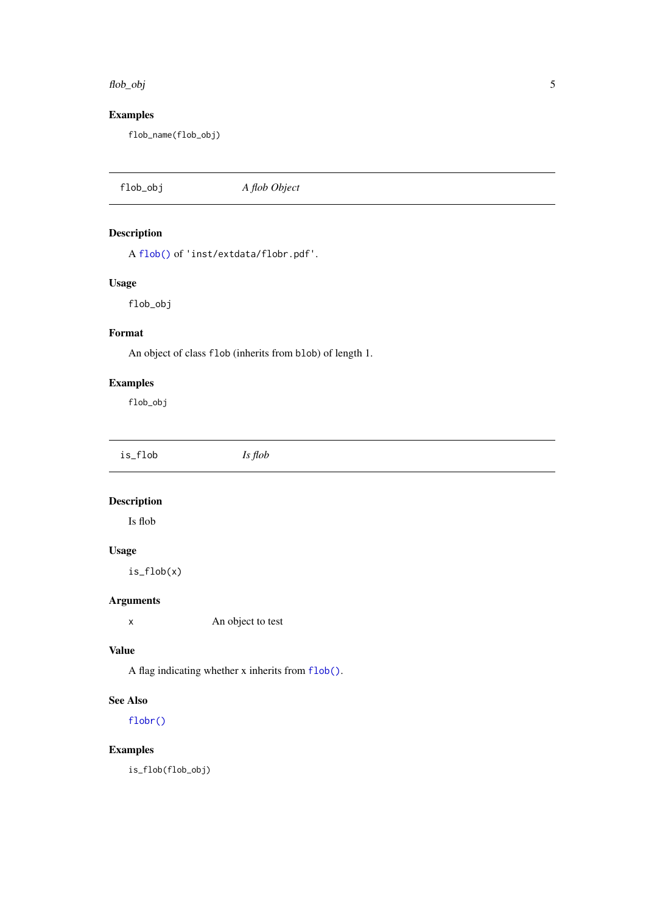### Examples

```
flob_name(flob_obj)
```

---

## flob_obj — *A flob Object*

### Description

A `flob()` of `'inst/extdata/flobr.pdf'`.

### Usage

```
flob_obj
```

### Format

An object of class `flob` (inherits from `blob`) of length 1.

### Examples

```
flob_obj
```

---

## is_flob — *Is flob*

### Description

Is flob

### Usage

```
is_flob(x)
```

### Arguments

| | |
|---|---|
| x | An object to test |

### Value

A flag indicating whether x inherits from `flob()`.

### See Also

`flobr()`

### Examples

```
is_flob(flob_obj)
```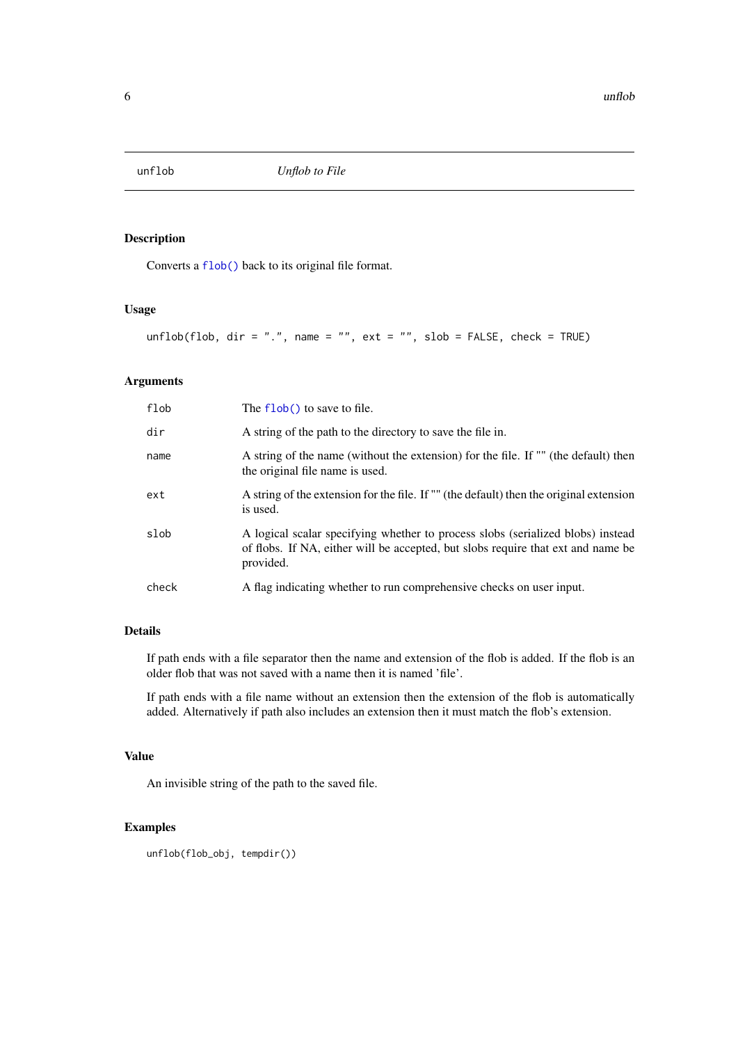# unflob — *Unflob to File*

## Description

Converts a `flob()` back to its original file format.

## Usage

```
unflob(flob, dir = ".", name = "", ext = "", slob = FALSE, check = TRUE)
```

## Arguments

| Argument | Description |
|---|---|
| `flob` | The `flob()` to save to file. |
| `dir` | A string of the path to the directory to save the file in. |
| `name` | A string of the name (without the extension) for the file. If "" (the default) then the original file name is used. |
| `ext` | A string of the extension for the file. If "" (the default) then the original extension is used. |
| `slob` | A logical scalar specifying whether to process slobs (serialized blobs) instead of flobs. If NA, either will be accepted, but slobs require that ext and name be provided. |
| `check` | A flag indicating whether to run comprehensive checks on user input. |

## Details

If path ends with a file separator then the name and extension of the flob is added. If the flob is an older flob that was not saved with a name then it is named 'file'.

If path ends with a file name without an extension then the extension of the flob is automatically added. Alternatively if path also includes an extension then it must match the flob's extension.

## Value

An invisible string of the path to the saved file.

## Examples

```
unflob(flob_obj, tempdir())
```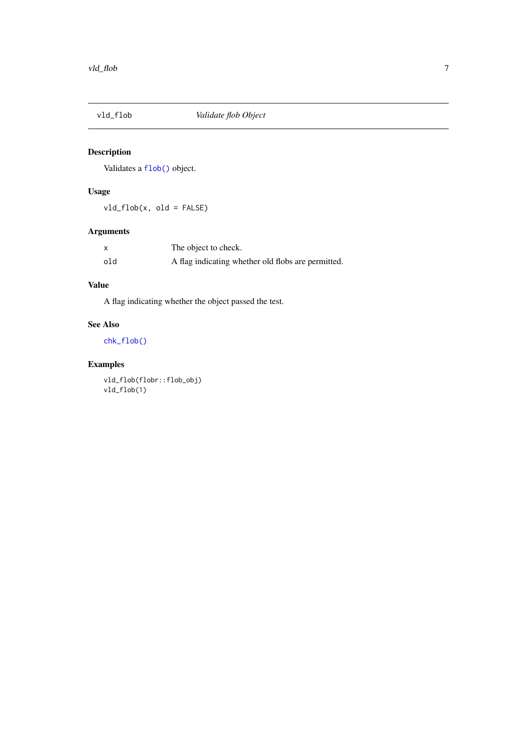# vld_flob — *Validate flob Object*

## Description

Validates a `flob()` object.

## Usage

```
vld_flob(x, old = FALSE)
```

## Arguments

| | |
|---|---|
| `x` | The object to check. |
| `old` | A flag indicating whether old flobs are permitted. |

## Value

A flag indicating whether the object passed the test.

## See Also

`chk_flob()`

## Examples

```
vld_flob(flobr::flob_obj)
vld_flob(1)
```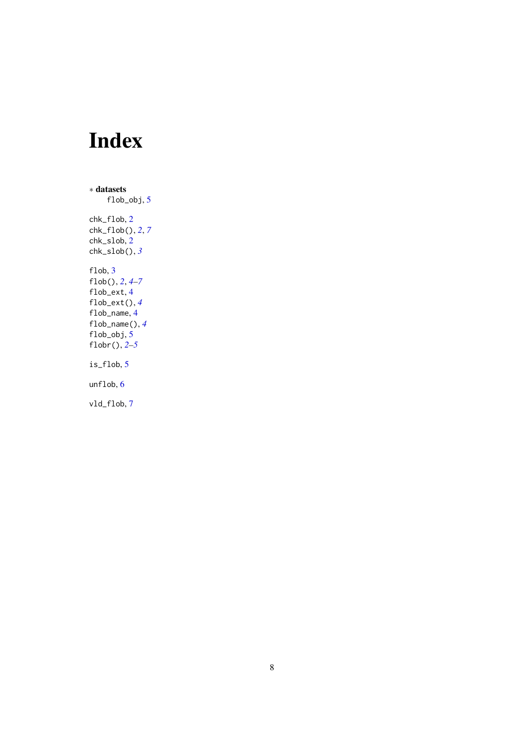# Index

∗ **datasets**
    flob_obj, 5

chk_flob, 2
chk_flob(), *2*, *7*
chk_slob, 2
chk_slob(), *3*

flob, 3
flob(), *2*, *4–7*
flob_ext, 4
flob_ext(), *4*
flob_name, 4
flob_name(), *4*
flob_obj, 5
flobr(), *2–5*

is_flob, 5

unflob, 6

vld_flob, 7